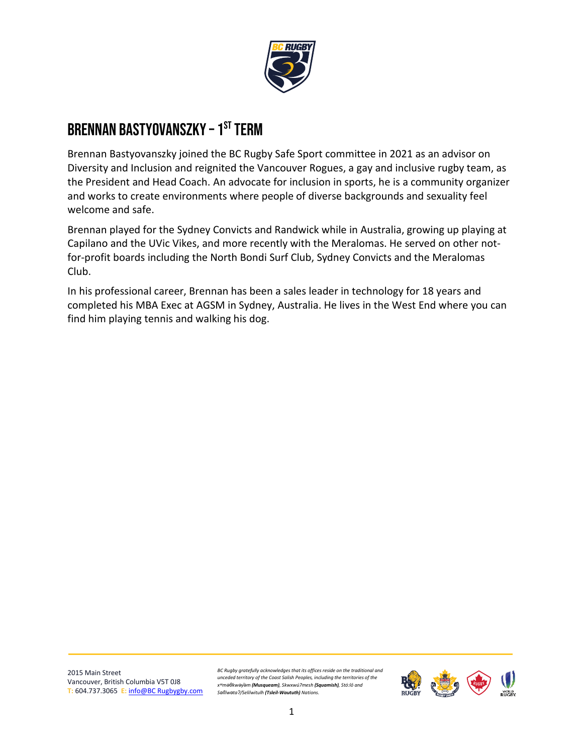## Brennan Bastyovanszky – 1st Term

Brennan Bastyovanszky joined the BC Rugby Safe Sport committee in 2021 as an advisor on Diversity and Inclusion and reignited the Vancouver Rogues, a gay and inclusive rugby team, as the President and Head Coach. An advocate for inclusion in sports, he is a community organizer and works to create environments where people of diverse backgrounds and sexuality feel welcome and safe.

Brennan played for the Sydney Convicts and Randwick while in Australia, growing up playing at Capilano and the UVic Vikes, and more recently with the Meralomas. He served on other not-for-profit boards including the North Bondi Surf Club, Sydney Convicts and the Meralomas Club.

In his professional career, Brennan has been a sales leader in technology for 18 years and completed his MBA Exec at AGSM in Sydney, Australia. He lives in the West End where you can find him playing tennis and walking his dog.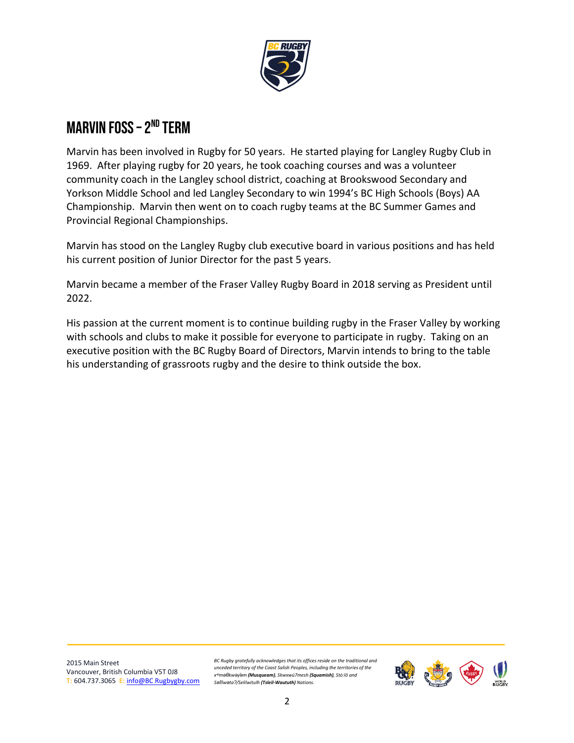# Marvin Foss – 2nd Term

Marvin has been involved in Rugby for 50 years. He started playing for Langley Rugby Club in 1969. After playing rugby for 20 years, he took coaching courses and was a volunteer community coach in the Langley school district, coaching at Brookswood Secondary and Yorkson Middle School and led Langley Secondary to win 1994's BC High Schools (Boys) AA Championship. Marvin then went on to coach rugby teams at the BC Summer Games and Provincial Regional Championships.

Marvin has stood on the Langley Rugby club executive board in various positions and has held his current position of Junior Director for the past 5 years.

Marvin became a member of the Fraser Valley Rugby Board in 2018 serving as President until 2022.

His passion at the current moment is to continue building rugby in the Fraser Valley by working with schools and clubs to make it possible for everyone to participate in rugby. Taking on an executive position with the BC Rugby Board of Directors, Marvin intends to bring to the table his understanding of grassroots rugby and the desire to think outside the box.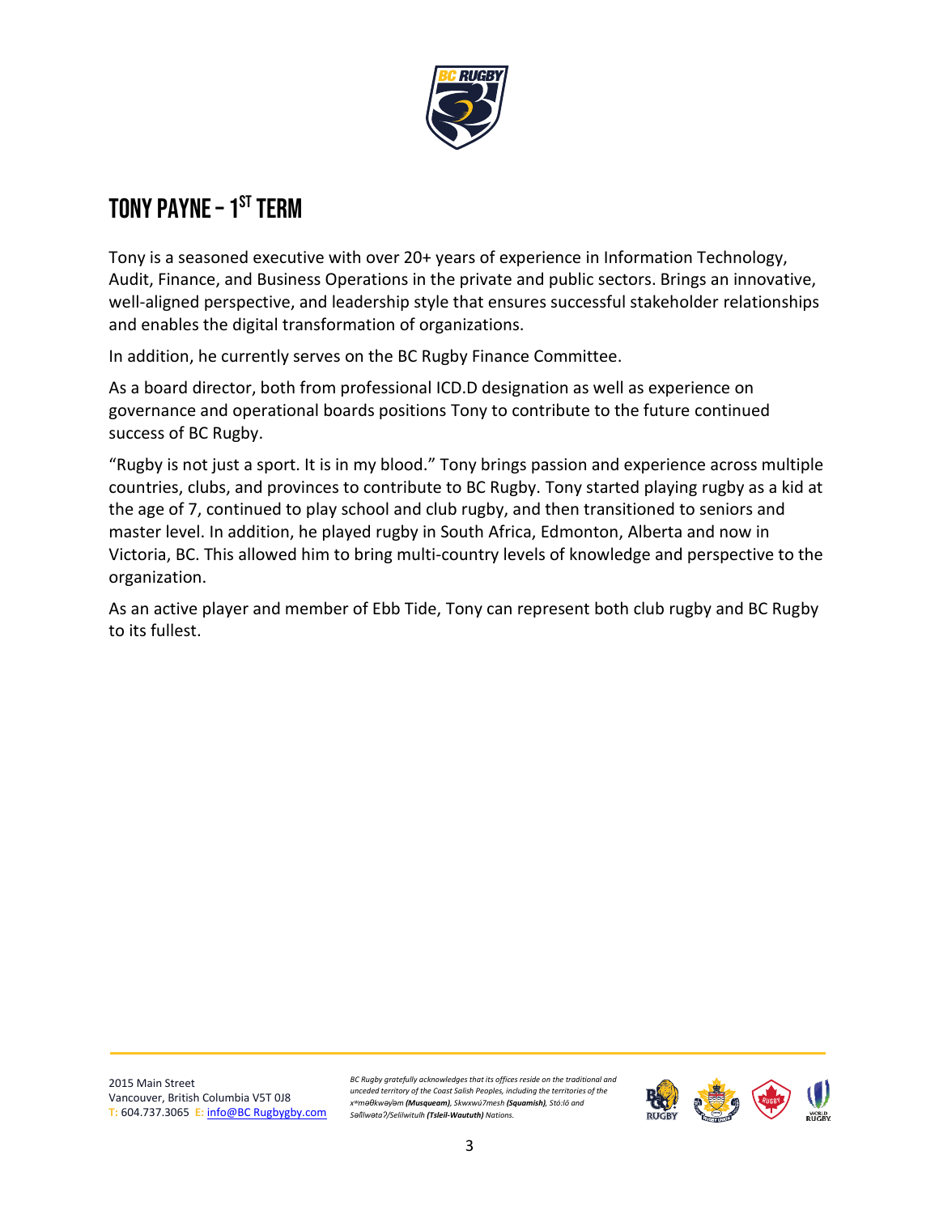## TONY PAYNE – 1ST TERM

Tony is a seasoned executive with over 20+ years of experience in Information Technology, Audit, Finance, and Business Operations in the private and public sectors. Brings an innovative, well-aligned perspective, and leadership style that ensures successful stakeholder relationships and enables the digital transformation of organizations.

In addition, he currently serves on the BC Rugby Finance Committee.

As a board director, both from professional ICD.D designation as well as experience on governance and operational boards positions Tony to contribute to the future continued success of BC Rugby.

"Rugby is not just a sport. It is in my blood." Tony brings passion and experience across multiple countries, clubs, and provinces to contribute to BC Rugby. Tony started playing rugby as a kid at the age of 7, continued to play school and club rugby, and then transitioned to seniors and master level. In addition, he played rugby in South Africa, Edmonton, Alberta and now in Victoria, BC. This allowed him to bring multi-country levels of knowledge and perspective to the organization.

As an active player and member of Ebb Tide, Tony can represent both club rugby and BC Rugby to its fullest.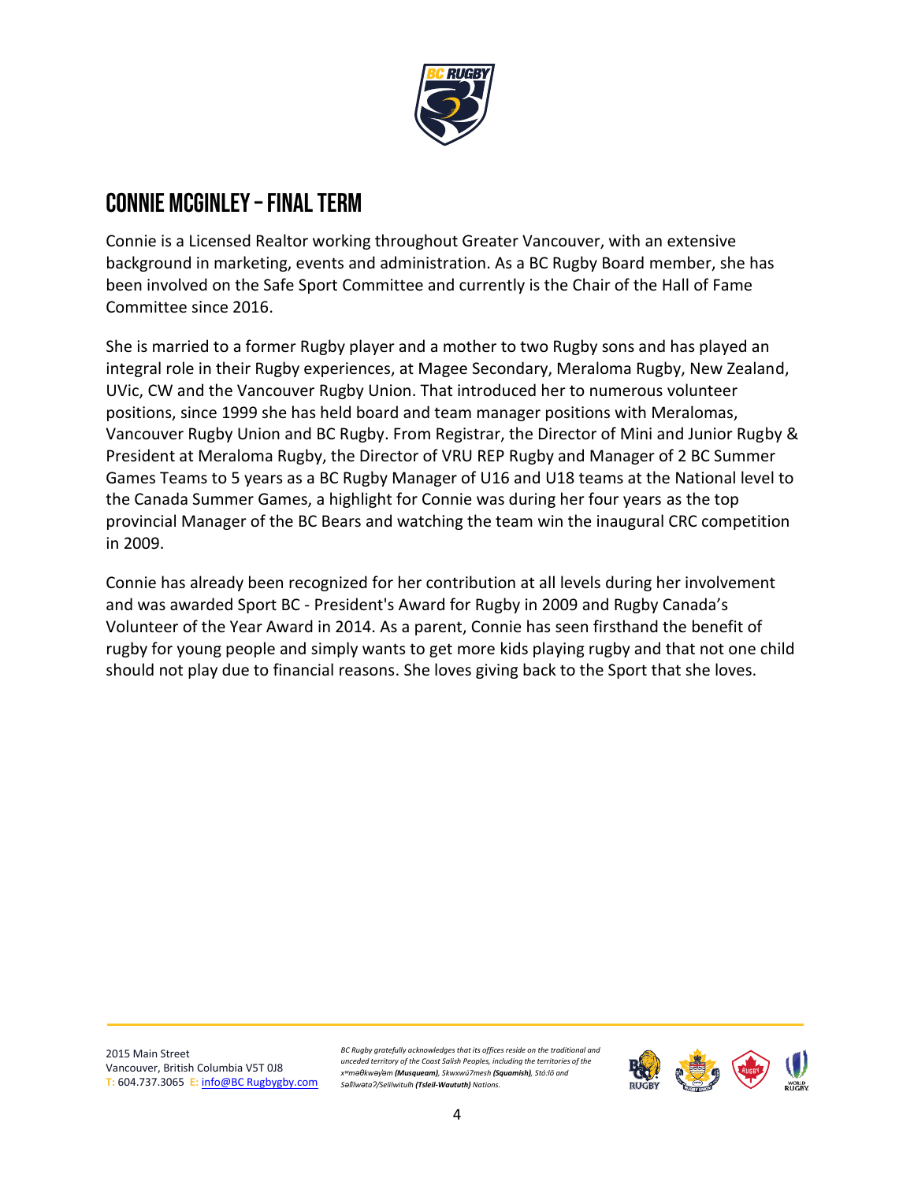## CONNIE MCGINLEY – FINAL TERM

Connie is a Licensed Realtor working throughout Greater Vancouver, with an extensive background in marketing, events and administration. As a BC Rugby Board member, she has been involved on the Safe Sport Committee and currently is the Chair of the Hall of Fame Committee since 2016.

She is married to a former Rugby player and a mother to two Rugby sons and has played an integral role in their Rugby experiences, at Magee Secondary, Meraloma Rugby, New Zealand, UVic, CW and the Vancouver Rugby Union. That introduced her to numerous volunteer positions, since 1999 she has held board and team manager positions with Meralomas, Vancouver Rugby Union and BC Rugby. From Registrar, the Director of Mini and Junior Rugby & President at Meraloma Rugby, the Director of VRU REP Rugby and Manager of 2 BC Summer Games Teams to 5 years as a BC Rugby Manager of U16 and U18 teams at the National level to the Canada Summer Games, a highlight for Connie was during her four years as the top provincial Manager of the BC Bears and watching the team win the inaugural CRC competition in 2009.

Connie has already been recognized for her contribution at all levels during her involvement and was awarded Sport BC - President's Award for Rugby in 2009 and Rugby Canada's Volunteer of the Year Award in 2014. As a parent, Connie has seen firsthand the benefit of rugby for young people and simply wants to get more kids playing rugby and that not one child should not play due to financial reasons. She loves giving back to the Sport that she loves.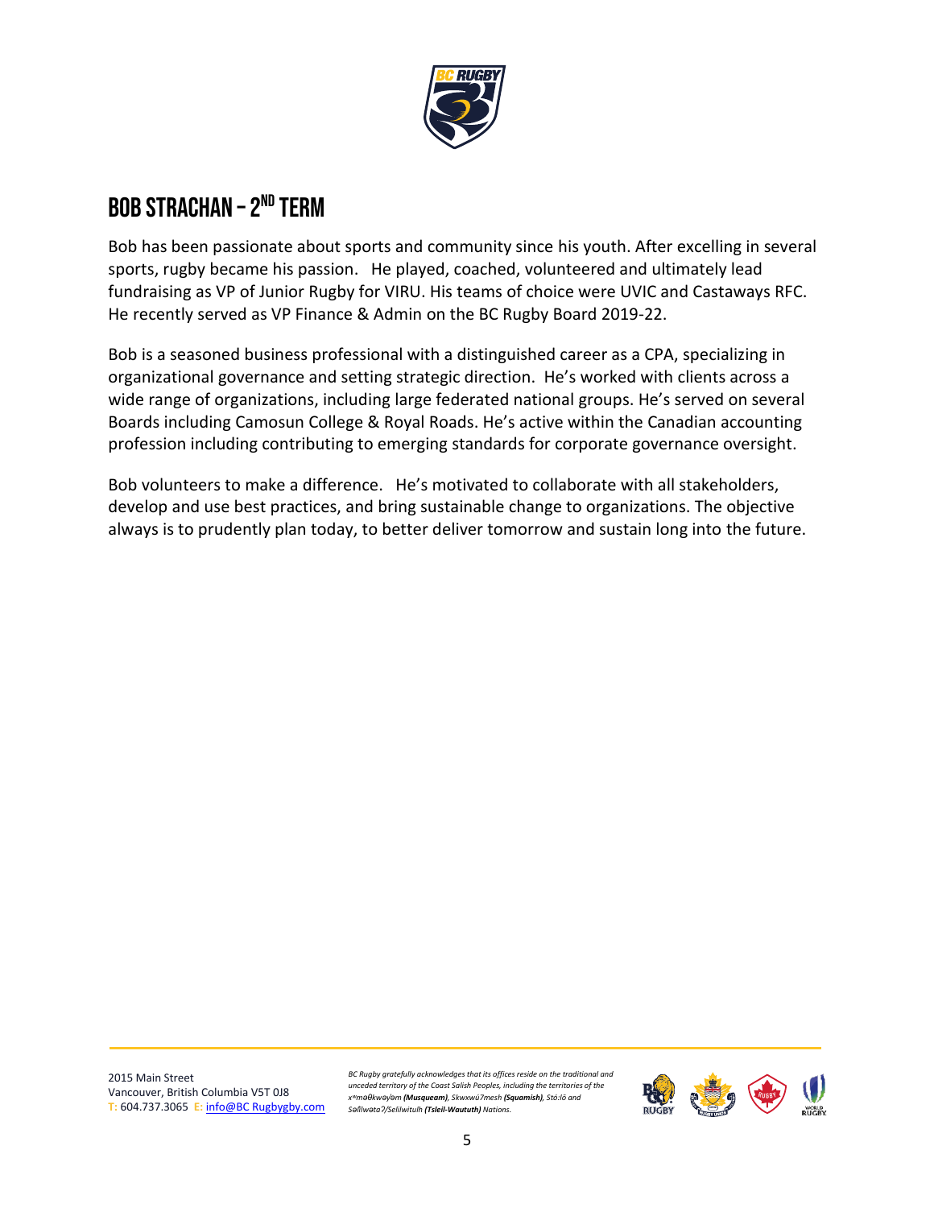## Bob Strachan – 2nd Term

Bob has been passionate about sports and community since his youth. After excelling in several sports, rugby became his passion. He played, coached, volunteered and ultimately lead fundraising as VP of Junior Rugby for VIRU. His teams of choice were UVIC and Castaways RFC. He recently served as VP Finance & Admin on the BC Rugby Board 2019-22.

Bob is a seasoned business professional with a distinguished career as a CPA, specializing in organizational governance and setting strategic direction. He's worked with clients across a wide range of organizations, including large federated national groups. He's served on several Boards including Camosun College & Royal Roads. He's active within the Canadian accounting profession including contributing to emerging standards for corporate governance oversight.

Bob volunteers to make a difference. He's motivated to collaborate with all stakeholders, develop and use best practices, and bring sustainable change to organizations. The objective always is to prudently plan today, to better deliver tomorrow and sustain long into the future.